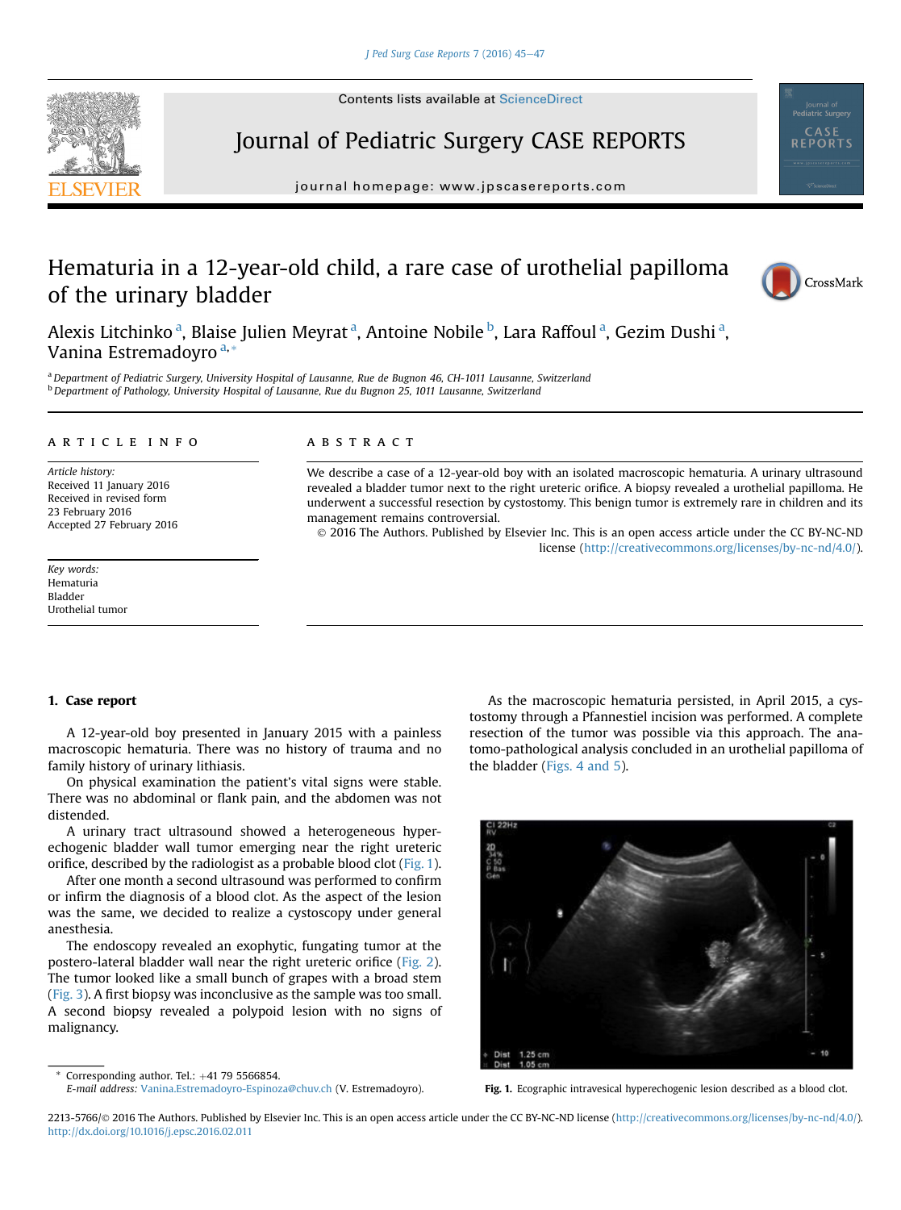Contents lists available at ScienceDirect

# Journal of Pediatric Surgery CASE REPORTS

journal homepage: www.jpscasereports.com

# Hematuria in a 12-year-old child, a rare case of urothelial papilloma of the urinary bladder

Alexis Litchinko [a], Blaise Julien Meyrat [a], Antoine Nobile [b], Lara Raffoul [a], Gezim Dushi [a], Vanina Estremadoyro [a,*]

[a] Department of Pediatric Surgery, University Hospital of Lausanne, Rue de Bugnon 46, CH-1011 Lausanne, Switzerland
[b] Department of Pathology, University Hospital of Lausanne, Rue du Bugnon 25, 1011 Lausanne, Switzerland

## ARTICLE INFO

*Article history:*
Received 11 January 2016
Received in revised form 23 February 2016
Accepted 27 February 2016

*Key words:*
Hematuria
Bladder
Urothelial tumor

## ABSTRACT

We describe a case of a 12-year-old boy with an isolated macroscopic hematuria. A urinary ultrasound revealed a bladder tumor next to the right ureteric orifice. A biopsy revealed a urothelial papilloma. He underwent a successful resection by cystostomy. This benign tumor is extremely rare in children and its management remains controversial.

© 2016 The Authors. Published by Elsevier Inc. This is an open access article under the CC BY-NC-ND license (http://creativecommons.org/licenses/by-nc-nd/4.0/).

## 1. Case report

A 12-year-old boy presented in January 2015 with a painless macroscopic hematuria. There was no history of trauma and no family history of urinary lithiasis.

On physical examination the patient's vital signs were stable. There was no abdominal or flank pain, and the abdomen was not distended.

A urinary tract ultrasound showed a heterogeneous hyperechogenic bladder wall tumor emerging near the right ureteric orifice, described by the radiologist as a probable blood clot (Fig. 1).

After one month a second ultrasound was performed to confirm or infirm the diagnosis of a blood clot. As the aspect of the lesion was the same, we decided to realize a cystoscopy under general anesthesia.

The endoscopy revealed an exophytic, fungating tumor at the postero-lateral bladder wall near the right ureteric orifice (Fig. 2). The tumor looked like a small bunch of grapes with a broad stem (Fig. 3). A first biopsy was inconclusive as the sample was too small. A second biopsy revealed a polypoid lesion with no signs of malignancy.

As the macroscopic hematuria persisted, in April 2015, a cystostomy through a Pfannestiel incision was performed. A complete resection of the tumor was possible via this approach. The anatomo-pathological analysis concluded in an urothelial papilloma of the bladder (Figs. 4 and 5).

**Fig. 1.** Ecographic intravesical hyperechogenic lesion described as a blood clot.

* Corresponding author. Tel.: +41 79 5566854.
*E-mail address:* Vanina.Estremadoyro-Espinoza@chuv.ch (V. Estremadoyro).

2213-5766/© 2016 The Authors. Published by Elsevier Inc. This is an open access article under the CC BY-NC-ND license (http://creativecommons.org/licenses/by-nc-nd/4.0/).
http://dx.doi.org/10.1016/j.epsc.2016.02.011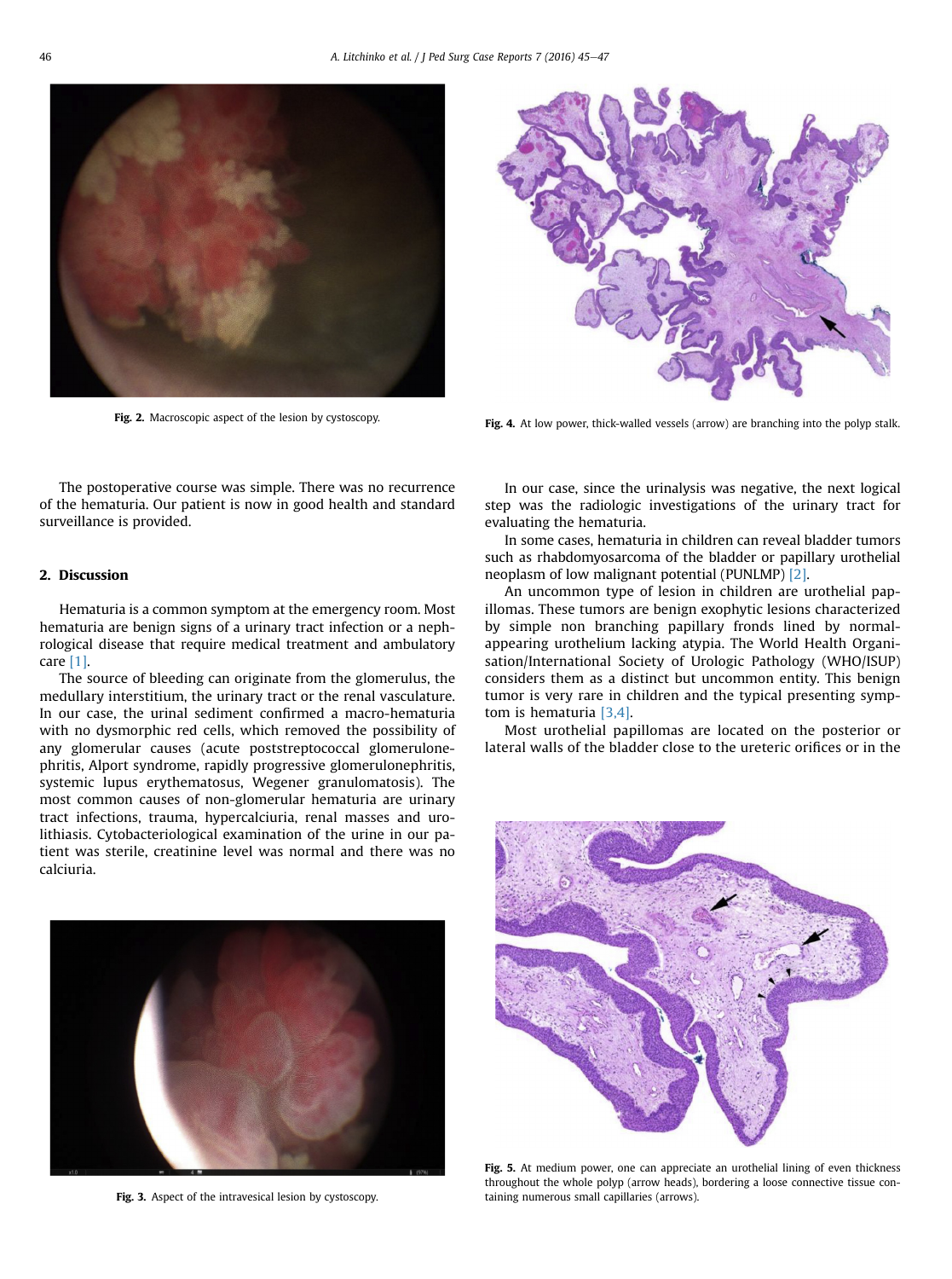Fig. 2. Macroscopic aspect of the lesion by cystoscopy.

Fig. 4. At low power, thick-walled vessels (arrow) are branching into the polyp stalk.

The postoperative course was simple. There was no recurrence of the hematuria. Our patient is now in good health and standard surveillance is provided.

## 2. Discussion

Hematuria is a common symptom at the emergency room. Most hematuria are benign signs of a urinary tract infection or a nephrological disease that require medical treatment and ambulatory care [1].

The source of bleeding can originate from the glomerulus, the medullary interstitium, the urinary tract or the renal vasculature. In our case, the urinal sediment confirmed a macro-hematuria with no dysmorphic red cells, which removed the possibility of any glomerular causes (acute poststreptococcal glomerulonephritis, Alport syndrome, rapidly progressive glomerulonephritis, systemic lupus erythematosus, Wegener granulomatosis). The most common causes of non-glomerular hematuria are urinary tract infections, trauma, hypercalciuria, renal masses and urolithiasis. Cytobacteriological examination of the urine in our patient was sterile, creatinine level was normal and there was no calciuria.

In our case, since the urinalysis was negative, the next logical step was the radiologic investigations of the urinary tract for evaluating the hematuria.

In some cases, hematuria in children can reveal bladder tumors such as rhabdomyosarcoma of the bladder or papillary urothelial neoplasm of low malignant potential (PUNLMP) [2].

An uncommon type of lesion in children are urothelial papillomas. These tumors are benign exophytic lesions characterized by simple non branching papillary fronds lined by normal-appearing urothelium lacking atypia. The World Health Organisation/International Society of Urologic Pathology (WHO/ISUP) considers them as a distinct but uncommon entity. This benign tumor is very rare in children and the typical presenting symptom is hematuria [3,4].

Most urothelial papillomas are located on the posterior or lateral walls of the bladder close to the ureteric orifices or in the

Fig. 3. Aspect of the intravesical lesion by cystoscopy.

Fig. 5. At medium power, one can appreciate an urothelial lining of even thickness throughout the whole polyp (arrow heads), bordering a loose connective tissue containing numerous small capillaries (arrows).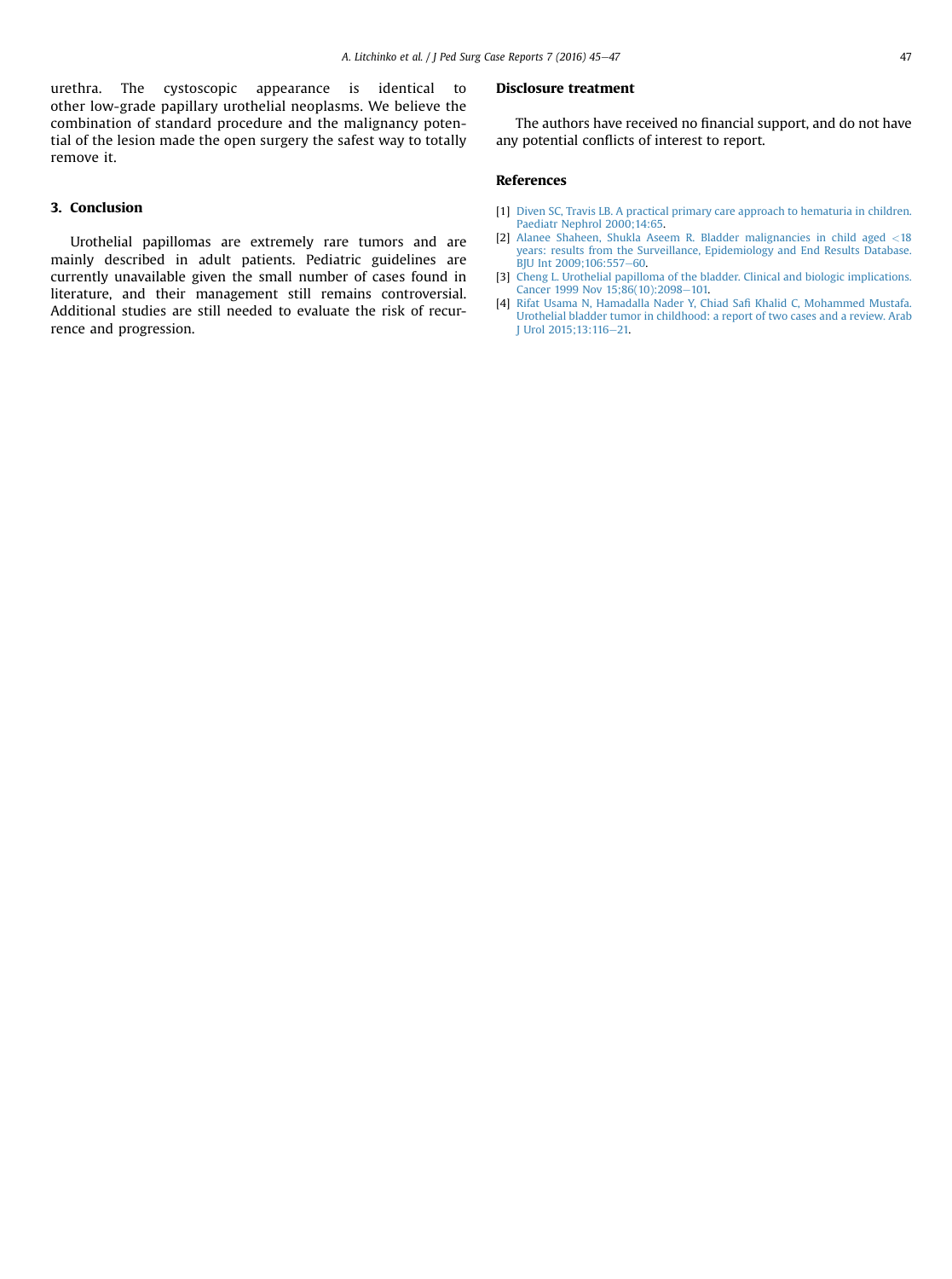urethra. The cystoscopic appearance is identical to other low-grade papillary urothelial neoplasms. We believe the combination of standard procedure and the malignancy potential of the lesion made the open surgery the safest way to totally remove it.

## 3. Conclusion

Urothelial papillomas are extremely rare tumors and are mainly described in adult patients. Pediatric guidelines are currently unavailable given the small number of cases found in literature, and their management still remains controversial. Additional studies are still needed to evaluate the risk of recurrence and progression.

## Disclosure treatment

The authors have received no financial support, and do not have any potential conflicts of interest to report.

## References

[1] Diven SC, Travis LB. A practical primary care approach to hematuria in children. Paediatr Nephrol 2000;14:65.

[2] Alanee Shaheen, Shukla Aseem R. Bladder malignancies in child aged <18 years: results from the Surveillance, Epidemiology and End Results Database. BJU Int 2009;106:557–60.

[3] Cheng L. Urothelial papilloma of the bladder. Clinical and biologic implications. Cancer 1999 Nov 15;86(10):2098–101.

[4] Rifat Usama N, Hamadalla Nader Y, Chiad Safi Khalid C, Mohammed Mustafa. Urothelial bladder tumor in childhood: a report of two cases and a review. Arab J Urol 2015;13:116–21.